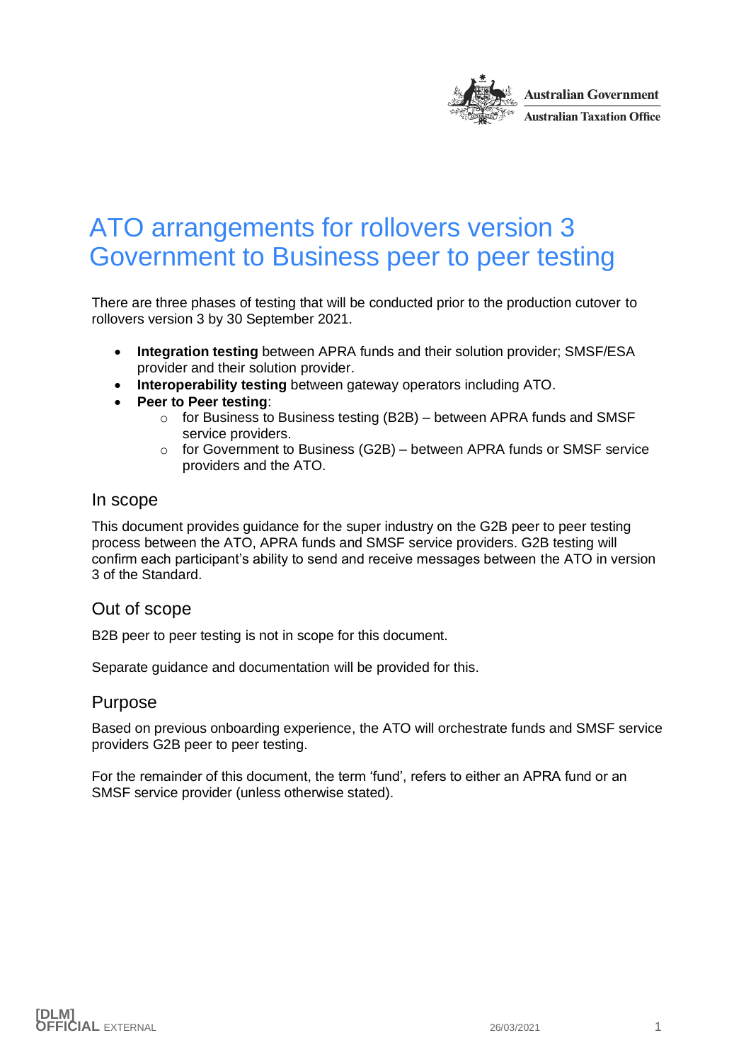# ATO arrangements for rollovers version 3 Government to Business peer to peer testing

There are three phases of testing that will be conducted prior to the production cutover to rollovers version 3 by 30 September 2021.

- **Integration testing** between APRA funds and their solution provider; SMSF/ESA provider and their solution provider.
- **Interoperability testing** between gateway operators including ATO.
- **Peer to Peer testing**:
    - for Business to Business testing (B2B) – between APRA funds and SMSF service providers.
    - for Government to Business (G2B) – between APRA funds or SMSF service providers and the ATO.

## In scope

This document provides guidance for the super industry on the G2B peer to peer testing process between the ATO, APRA funds and SMSF service providers. G2B testing will confirm each participant's ability to send and receive messages between the ATO in version 3 of the Standard.

## Out of scope

B2B peer to peer testing is not in scope for this document.

Separate guidance and documentation will be provided for this.

## Purpose

Based on previous onboarding experience, the ATO will orchestrate funds and SMSF service providers G2B peer to peer testing.

For the remainder of this document, the term 'fund', refers to either an APRA fund or an SMSF service provider (unless otherwise stated).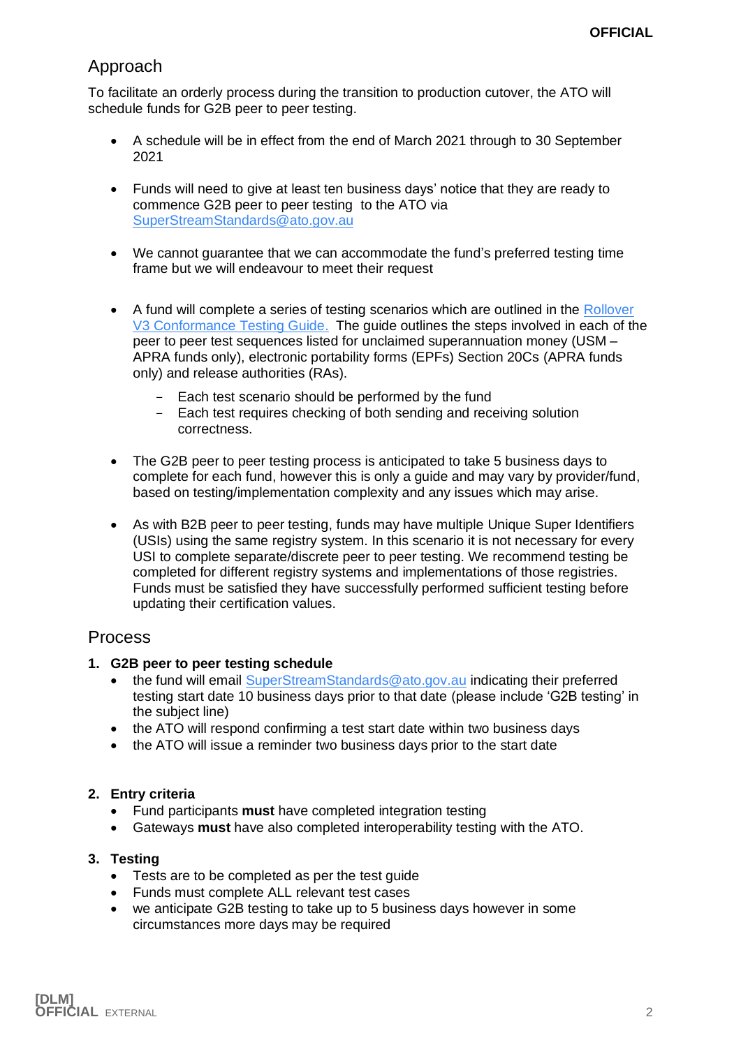## Approach

To facilitate an orderly process during the transition to production cutover, the ATO will schedule funds for G2B peer to peer testing.

- A schedule will be in effect from the end of March 2021 through to 30 September 2021
- Funds will need to give at least ten business days' notice that they are ready to commence G2B peer to peer testing to the ATO via [SuperStreamStandards@ato.gov.au](mailto:SuperStreamStandards@ato.gov.au)
- We cannot guarantee that we can accommodate the fund's preferred testing time frame but we will endeavour to meet their request
- A fund will complete a series of testing scenarios which are outlined in the Rollover V3 Conformance Testing Guide. The guide outlines the steps involved in each of the peer to peer test sequences listed for unclaimed superannuation money (USM – APRA funds only), electronic portability forms (EPFs) Section 20Cs (APRA funds only) and release authorities (RAs).
  - Each test scenario should be performed by the fund
  - Each test requires checking of both sending and receiving solution correctness.
- The G2B peer to peer testing process is anticipated to take 5 business days to complete for each fund, however this is only a guide and may vary by provider/fund, based on testing/implementation complexity and any issues which may arise.
- As with B2B peer to peer testing, funds may have multiple Unique Super Identifiers (USIs) using the same registry system. In this scenario it is not necessary for every USI to complete separate/discrete peer to peer testing. We recommend testing be completed for different registry systems and implementations of those registries. Funds must be satisfied they have successfully performed sufficient testing before updating their certification values.

## Process

1. **G2B peer to peer testing schedule**
   - the fund will email [SuperStreamStandards@ato.gov.au](mailto:SuperStreamStandards@ato.gov.au) indicating their preferred testing start date 10 business days prior to that date (please include 'G2B testing' in the subject line)
   - the ATO will respond confirming a test start date within two business days
   - the ATO will issue a reminder two business days prior to the start date

2. **Entry criteria**
   - Fund participants **must** have completed integration testing
   - Gateways **must** have also completed interoperability testing with the ATO.

3. **Testing**
   - Tests are to be completed as per the test guide
   - Funds must complete ALL relevant test cases
   - we anticipate G2B testing to take up to 5 business days however in some circumstances more days may be required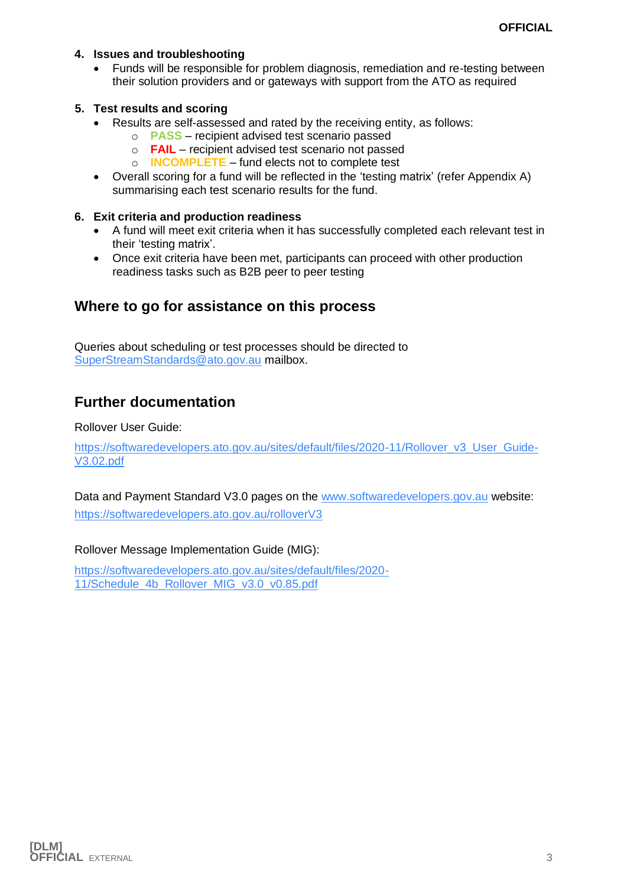4. **Issues and troubleshooting**
   - Funds will be responsible for problem diagnosis, remediation and re-testing between their solution providers and or gateways with support from the ATO as required

5. **Test results and scoring**
   - Results are self-assessed and rated by the receiving entity, as follows:
     - **PASS** – recipient advised test scenario passed
     - **FAIL** – recipient advised test scenario not passed
     - **INCOMPLETE** – fund elects not to complete test
   - Overall scoring for a fund will be reflected in the 'testing matrix' (refer Appendix A) summarising each test scenario results for the fund.

6. **Exit criteria and production readiness**
   - A fund will meet exit criteria when it has successfully completed each relevant test in their 'testing matrix'.
   - Once exit criteria have been met, participants can proceed with other production readiness tasks such as B2B peer to peer testing

## Where to go for assistance on this process

Queries about scheduling or test processes should be directed to SuperStreamStandards@ato.gov.au mailbox.

## Further documentation

Rollover User Guide:

https://softwaredevelopers.ato.gov.au/sites/default/files/2020-11/Rollover_v3_User_Guide-V3.02.pdf

Data and Payment Standard V3.0 pages on the www.softwaredevelopers.gov.au website:
https://softwaredevelopers.ato.gov.au/rolloverV3

Rollover Message Implementation Guide (MIG):

https://softwaredevelopers.ato.gov.au/sites/default/files/2020-11/Schedule_4b_Rollover_MIG_v3.0_v0.85.pdf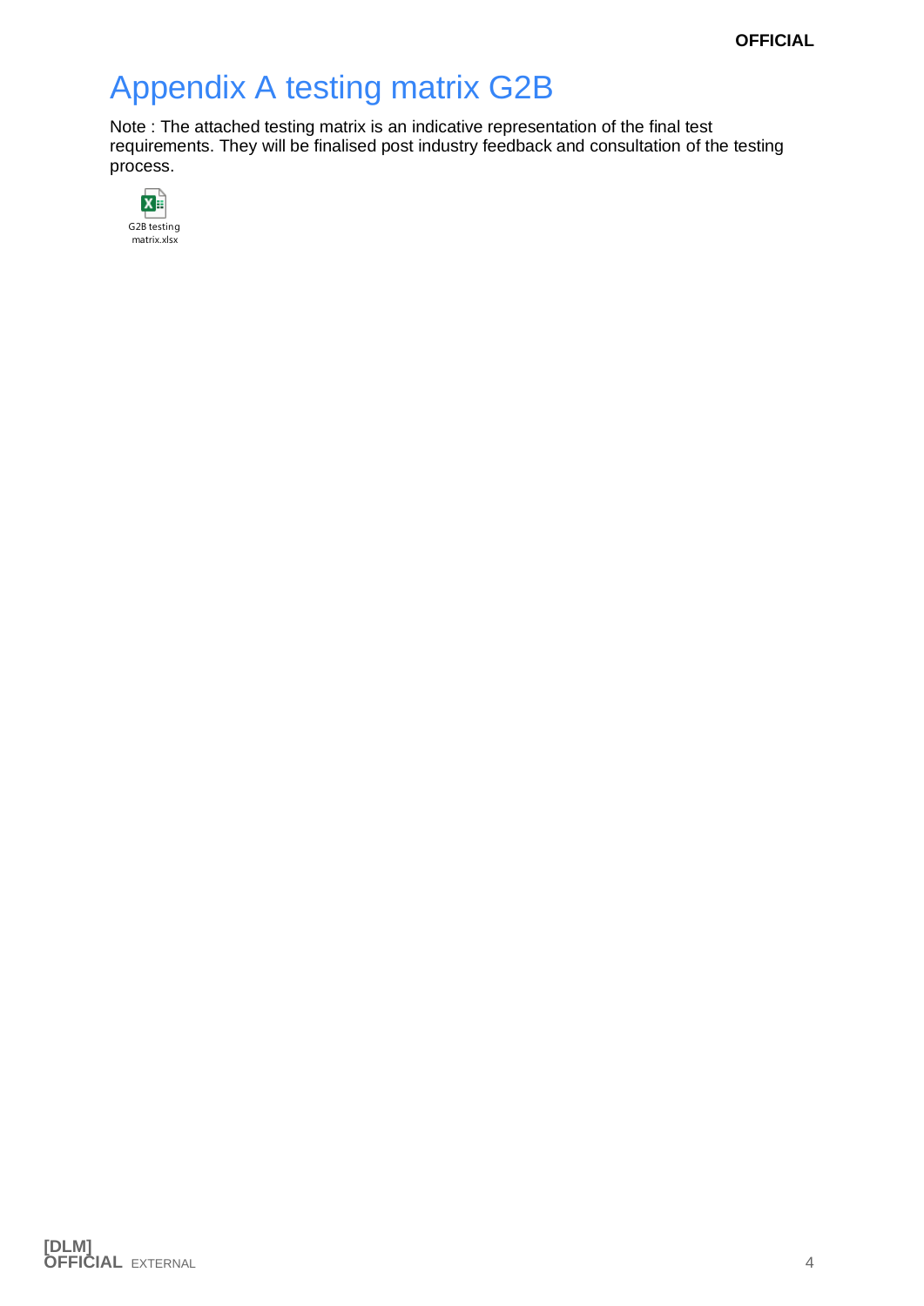# Appendix A testing matrix G2B

Note : The attached testing matrix is an indicative representation of the final test requirements. They will be finalised post industry feedback and consultation of the testing process.

G2B testing matrix.xlsx